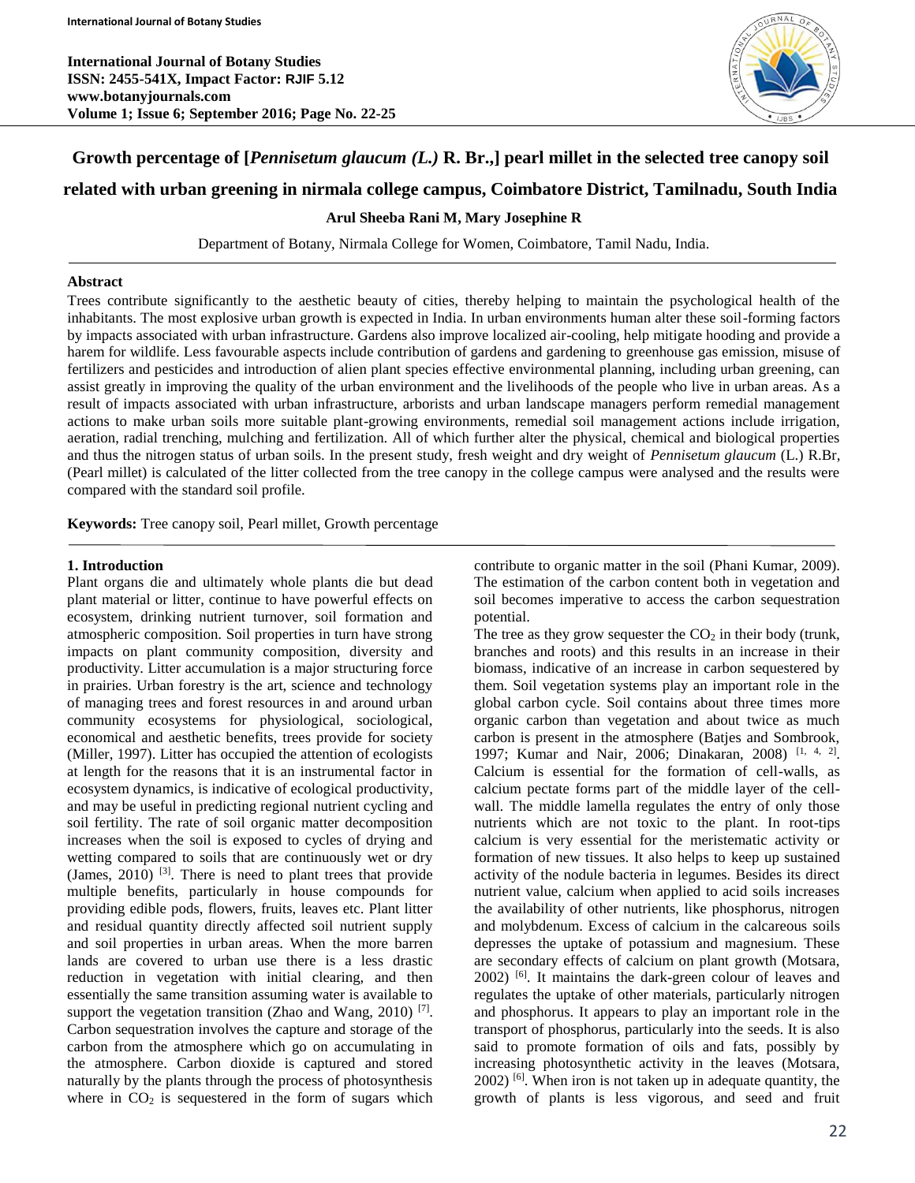# Growth percentage of [*Pennisetum glaucum (L.)* R. Br.,] pearl millet in the selected tree canopy soil related with urban greening in nirmala college campus, Coimbatore District, Tamilnadu, South India

**Arul Sheeba Rani M, Mary Josephine R**

Department of Botany, Nirmala College for Women, Coimbatore, Tamil Nadu, India.

## Abstract

Trees contribute significantly to the aesthetic beauty of cities, thereby helping to maintain the psychological health of the inhabitants. The most explosive urban growth is expected in India. In urban environments human alter these soil-forming factors by impacts associated with urban infrastructure. Gardens also improve localized air-cooling, help mitigate hooding and provide a harem for wildlife. Less favourable aspects include contribution of gardens and gardening to greenhouse gas emission, misuse of fertilizers and pesticides and introduction of alien plant species effective environmental planning, including urban greening, can assist greatly in improving the quality of the urban environment and the livelihoods of the people who live in urban areas. As a result of impacts associated with urban infrastructure, arborists and urban landscape managers perform remedial management actions to make urban soils more suitable plant-growing environments, remedial soil management actions include irrigation, aeration, radial trenching, mulching and fertilization. All of which further alter the physical, chemical and biological properties and thus the nitrogen status of urban soils. In the present study, fresh weight and dry weight of *Pennisetum glaucum* (L.) R.Br, (Pearl millet) is calculated of the litter collected from the tree canopy in the college campus were analysed and the results were compared with the standard soil profile.

**Keywords:** Tree canopy soil, Pearl millet, Growth percentage

## 1. Introduction

Plant organs die and ultimately whole plants die but dead plant material or litter, continue to have powerful effects on ecosystem, drinking nutrient turnover, soil formation and atmospheric composition. Soil properties in turn have strong impacts on plant community composition, diversity and productivity. Litter accumulation is a major structuring force in prairies. Urban forestry is the art, science and technology of managing trees and forest resources in and around urban community ecosystems for physiological, sociological, economical and aesthetic benefits, trees provide for society (Miller, 1997). Litter has occupied the attention of ecologists at length for the reasons that it is an instrumental factor in ecosystem dynamics, is indicative of ecological productivity, and may be useful in predicting regional nutrient cycling and soil fertility. The rate of soil organic matter decomposition increases when the soil is exposed to cycles of drying and wetting compared to soils that are continuously wet or dry (James, 2010) [3]. There is need to plant trees that provide multiple benefits, particularly in house compounds for providing edible pods, flowers, fruits, leaves etc. Plant litter and residual quantity directly affected soil nutrient supply and soil properties in urban areas. When the more barren lands are covered to urban use there is a less drastic reduction in vegetation with initial clearing, and then essentially the same transition assuming water is available to support the vegetation transition (Zhao and Wang, 2010) [7]. Carbon sequestration involves the capture and storage of the carbon from the atmosphere which go on accumulating in the atmosphere. Carbon dioxide is captured and stored naturally by the plants through the process of photosynthesis where in $CO_2$ is sequestered in the form of sugars which contribute to organic matter in the soil (Phani Kumar, 2009). The estimation of the carbon content both in vegetation and soil becomes imperative to access the carbon sequestration potential.

The tree as they grow sequester the $CO_2$ in their body (trunk, branches and roots) and this results in an increase in their biomass, indicative of an increase in carbon sequestered by them. Soil vegetation systems play an important role in the global carbon cycle. Soil contains about three times more organic carbon than vegetation and about twice as much carbon is present in the atmosphere (Batjes and Sombrook, 1997; Kumar and Nair, 2006; Dinakaran, 2008) [1, 4, 2]. Calcium is essential for the formation of cell-walls, as calcium pectate forms part of the middle layer of the cell-wall. The middle lamella regulates the entry of only those nutrients which are not toxic to the plant. In root-tips calcium is very essential for the meristematic activity or formation of new tissues. It also helps to keep up sustained activity of the nodule bacteria in legumes. Besides its direct nutrient value, calcium when applied to acid soils increases the availability of other nutrients, like phosphorus, nitrogen and molybdenum. Excess of calcium in the calcareous soils depresses the uptake of potassium and magnesium. These are secondary effects of calcium on plant growth (Motsara, 2002) [6]. It maintains the dark-green colour of leaves and regulates the uptake of other materials, particularly nitrogen and phosphorus. It appears to play an important role in the transport of phosphorus, particularly into the seeds. It is also said to promote formation of oils and fats, possibly by increasing photosynthetic activity in the leaves (Motsara, 2002) [6]. When iron is not taken up in adequate quantity, the growth of plants is less vigorous, and seed and fruit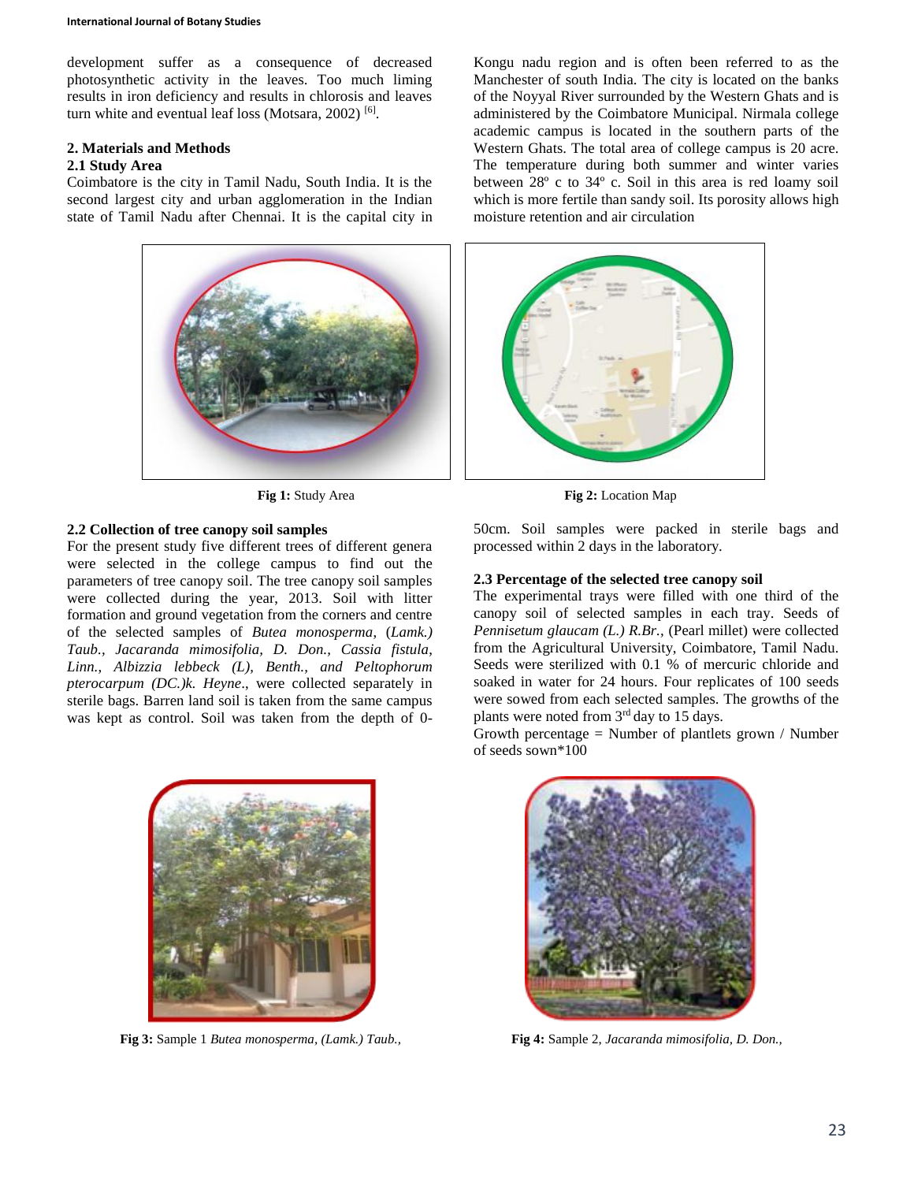development suffer as a consequence of decreased photosynthetic activity in the leaves. Too much liming results in iron deficiency and results in chlorosis and leaves turn white and eventual leaf loss (Motsara, 2002) [6].

## 2. Materials and Methods

### 2.1 Study Area

Coimbatore is the city in Tamil Nadu, South India. It is the second largest city and urban agglomeration in the Indian state of Tamil Nadu after Chennai. It is the capital city in Kongu nadu region and is often been referred to as the Manchester of south India. The city is located on the banks of the Noyyal River surrounded by the Western Ghats and is administered by the Coimbatore Municipal. Nirmala college academic campus is located in the southern parts of the Western Ghats. The total area of college campus is 20 acre. The temperature during both summer and winter varies between 28º c to 34º c. Soil in this area is red loamy soil which is more fertile than sandy soil. Its porosity allows high moisture retention and air circulation

**Fig 1:** Study Area

**Fig 2:** Location Map

### 2.2 Collection of tree canopy soil samples

For the present study five different trees of different genera were selected in the college campus to find out the parameters of tree canopy soil. The tree canopy soil samples were collected during the year, 2013. Soil with litter formation and ground vegetation from the corners and centre of the selected samples of *Butea monosperma*, (*Lamk.) Taub.*, *Jacaranda mimosifolia, D. Don.*, *Cassia fistula, Linn.*, *Albizzia lebbeck (L), Benth.*, and *Peltophorum pterocarpum (DC.)k. Heyne*., were collected separately in sterile bags. Barren land soil is taken from the same campus was kept as control. Soil was taken from the depth of 0-50cm. Soil samples were packed in sterile bags and processed within 2 days in the laboratory.

### 2.3 Percentage of the selected tree canopy soil

The experimental trays were filled with one third of the canopy soil of selected samples in each tray. Seeds of *Pennisetum glaucam (L.) R.Br.*, (Pearl millet) were collected from the Agricultural University, Coimbatore, Tamil Nadu. Seeds were sterilized with 0.1 % of mercuric chloride and soaked in water for 24 hours. Four replicates of 100 seeds were sowed from each selected samples. The growths of the plants were noted from 3rd day to 15 days.

Growth percentage = Number of plantlets grown / Number of seeds sown*100

**Fig 3:** Sample 1 *Butea monosperma, (Lamk.) Taub.,*

**Fig 4:** Sample 2, *Jacaranda mimosifolia, D. Don.,*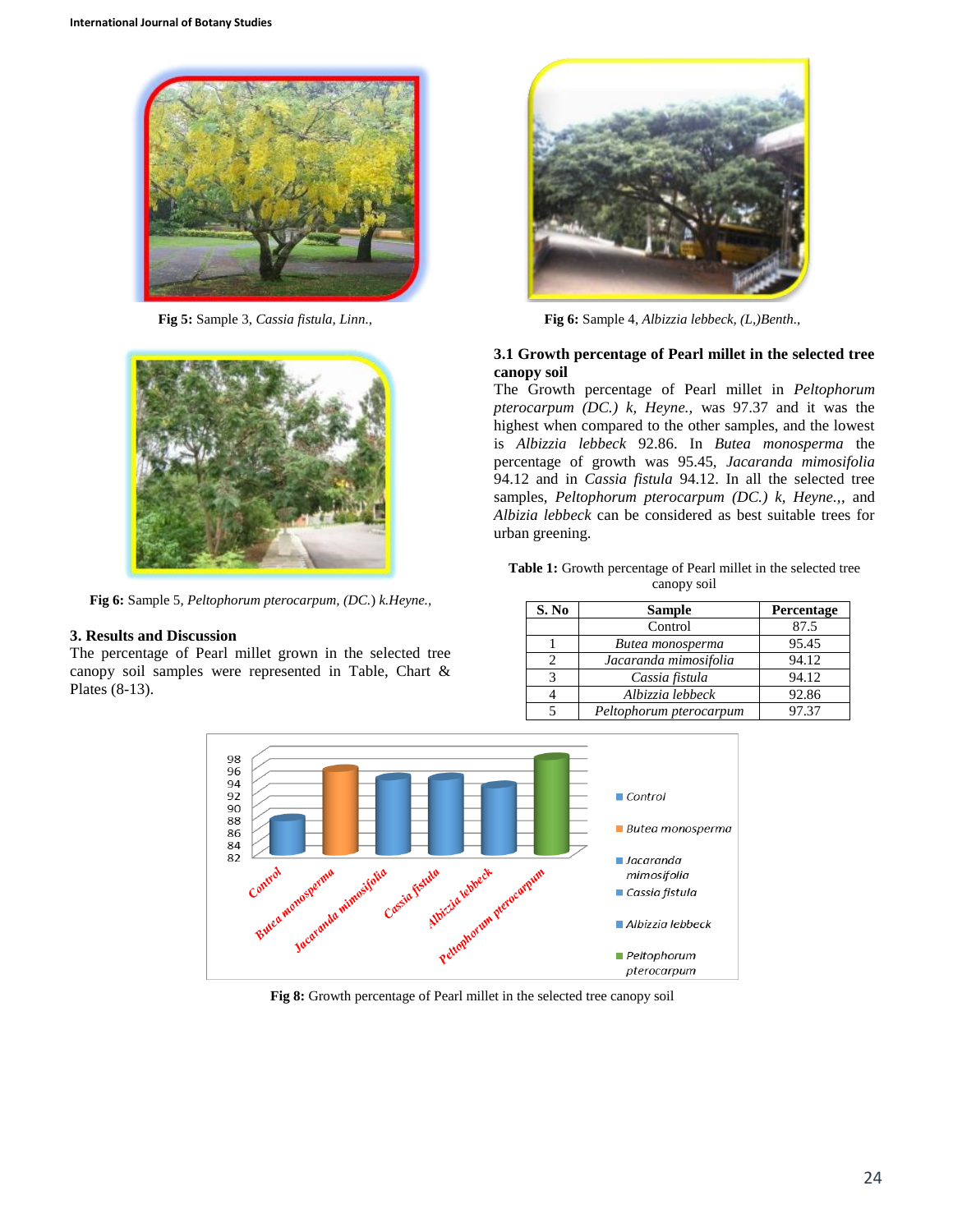**Fig 5:** Sample 3, *Cassia fistula, Linn.,*

**Fig 6:** Sample 4, *Albizzia lebbeck, (L,)Benth.,*

**Fig 6:** Sample 5, *Peltophorum pterocarpum, (DC.) k.Heyne.,*

## 3. Results and Discussion

The percentage of Pearl millet grown in the selected tree canopy soil samples were represented in Table, Chart & Plates (8-13).

### 3.1 Growth percentage of Pearl millet in the selected tree canopy soil

The Growth percentage of Pearl millet in *Peltophorum pterocarpum (DC.) k, Heyne.,* was 97.37 and it was the highest when compared to the other samples, and the lowest is *Albizzia lebbeck* 92.86. In *Butea monosperma* the percentage of growth was 95.45, *Jacaranda mimosifolia* 94.12 and in *Cassia fistula* 94.12. In all the selected tree samples, *Peltophorum pterocarpum (DC.) k, Heyne.,*, and *Albizia lebbeck* can be considered as best suitable trees for urban greening.

**Table 1:** Growth percentage of Pearl millet in the selected tree canopy soil

| S. No | Sample | Percentage |
|---|---|---|
| | Control | 87.5 |
| 1 | *Butea monosperma* | 95.45 |
| 2 | *Jacaranda mimosifolia* | 94.12 |
| 3 | *Cassia fistula* | 94.12 |
| 4 | *Albizzia lebbeck* | 92.86 |
| 5 | *Peltophorum pterocarpum* | 97.37 |

**Fig 8:** Growth percentage of Pearl millet in the selected tree canopy soil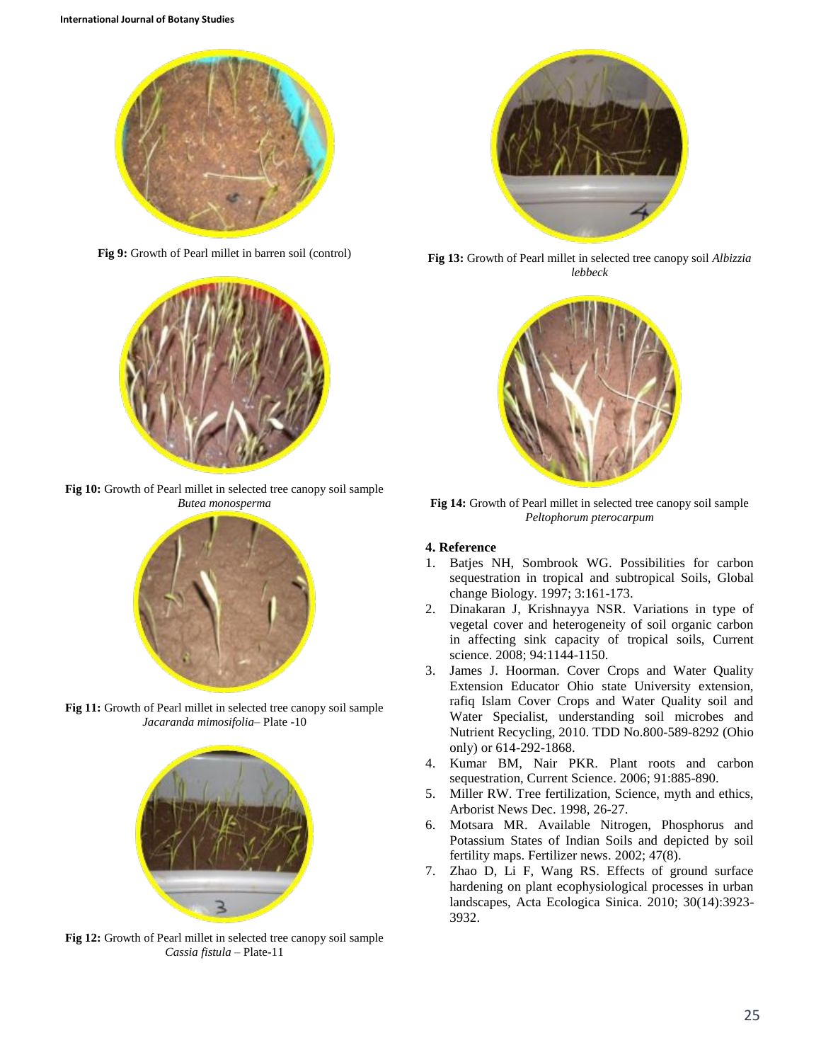**Fig 9:** Growth of Pearl millet in barren soil (control)

**Fig 10:** Growth of Pearl millet in selected tree canopy soil sample *Butea monosperma*

**Fig 11:** Growth of Pearl millet in selected tree canopy soil sample *Jacaranda mimosifolia*– Plate -10

**Fig 12:** Growth of Pearl millet in selected tree canopy soil sample *Cassia fistula* – Plate-11

**Fig 13:** Growth of Pearl millet in selected tree canopy soil *Albizzia lebbeck*

**Fig 14:** Growth of Pearl millet in selected tree canopy soil sample *Peltophorum pterocarpum*

## 4. Reference

1. Batjes NH, Sombrook WG. Possibilities for carbon sequestration in tropical and subtropical Soils, Global change Biology. 1997; 3:161-173.
2. Dinakaran J, Krishnayya NSR. Variations in type of vegetal cover and heterogeneity of soil organic carbon in affecting sink capacity of tropical soils, Current science. 2008; 94:1144-1150.
3. James J. Hoorman. Cover Crops and Water Quality Extension Educator Ohio state University extension, rafiq Islam Cover Crops and Water Quality soil and Water Specialist, understanding soil microbes and Nutrient Recycling, 2010. TDD No.800-589-8292 (Ohio only) or 614-292-1868.
4. Kumar BM, Nair PKR. Plant roots and carbon sequestration, Current Science. 2006; 91:885-890.
5. Miller RW. Tree fertilization, Science, myth and ethics, Arborist News Dec. 1998, 26-27.
6. Motsara MR. Available Nitrogen, Phosphorus and Potassium States of Indian Soils and depicted by soil fertility maps. Fertilizer news. 2002; 47(8).
7. Zhao D, Li F, Wang RS. Effects of ground surface hardening on plant ecophysiological processes in urban landscapes, Acta Ecologica Sinica. 2010; 30(14):3923-3932.